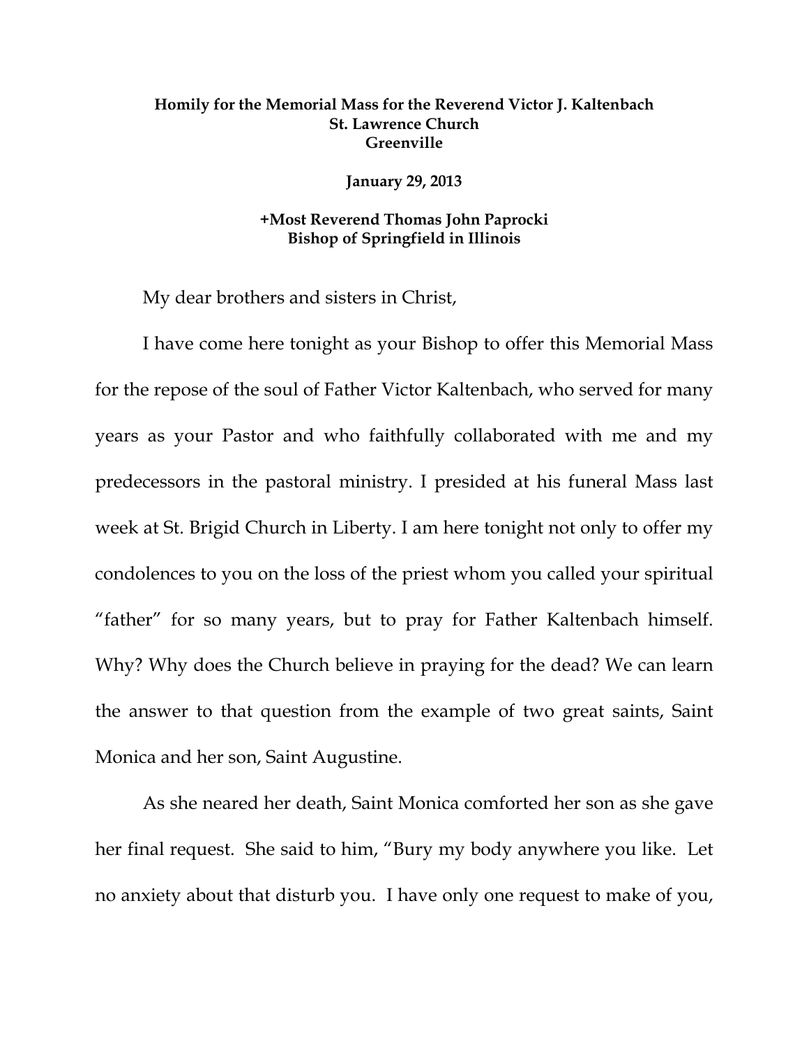**Homily for the Memorial Mass for the Reverend Victor J. Kaltenbach**
**St. Lawrence Church**
**Greenville**

**January 29, 2013**

**+Most Reverend Thomas John Paprocki**
**Bishop of Springfield in Illinois**

My dear brothers and sisters in Christ,

I have come here tonight as your Bishop to offer this Memorial Mass for the repose of the soul of Father Victor Kaltenbach, who served for many years as your Pastor and who faithfully collaborated with me and my predecessors in the pastoral ministry. I presided at his funeral Mass last week at St. Brigid Church in Liberty. I am here tonight not only to offer my condolences to you on the loss of the priest whom you called your spiritual "father" for so many years, but to pray for Father Kaltenbach himself. Why? Why does the Church believe in praying for the dead? We can learn the answer to that question from the example of two great saints, Saint Monica and her son, Saint Augustine.

As she neared her death, Saint Monica comforted her son as she gave her final request. She said to him, "Bury my body anywhere you like. Let no anxiety about that disturb you. I have only one request to make of you,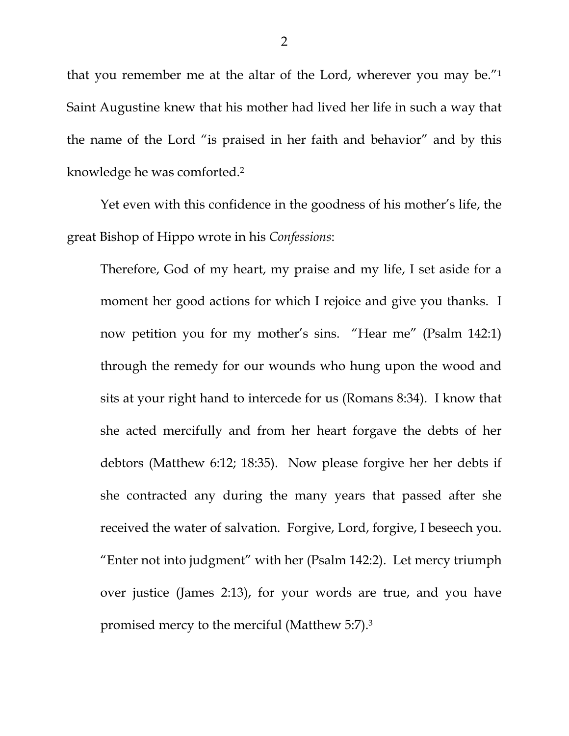that you remember me at the altar of the Lord, wherever you may be."[1] Saint Augustine knew that his mother had lived her life in such a way that the name of the Lord "is praised in her faith and behavior" and by this knowledge he was comforted.[2]

Yet even with this confidence in the goodness of his mother's life, the great Bishop of Hippo wrote in his *Confessions*:

> Therefore, God of my heart, my praise and my life, I set aside for a moment her good actions for which I rejoice and give you thanks. I now petition you for my mother's sins. "Hear me" (Psalm 142:1) through the remedy for our wounds who hung upon the wood and sits at your right hand to intercede for us (Romans 8:34). I know that she acted mercifully and from her heart forgave the debts of her debtors (Matthew 6:12; 18:35). Now please forgive her her debts if she contracted any during the many years that passed after she received the water of salvation. Forgive, Lord, forgive, I beseech you. "Enter not into judgment" with her (Psalm 142:2). Let mercy triumph over justice (James 2:13), for your words are true, and you have promised mercy to the merciful (Matthew 5:7).[3]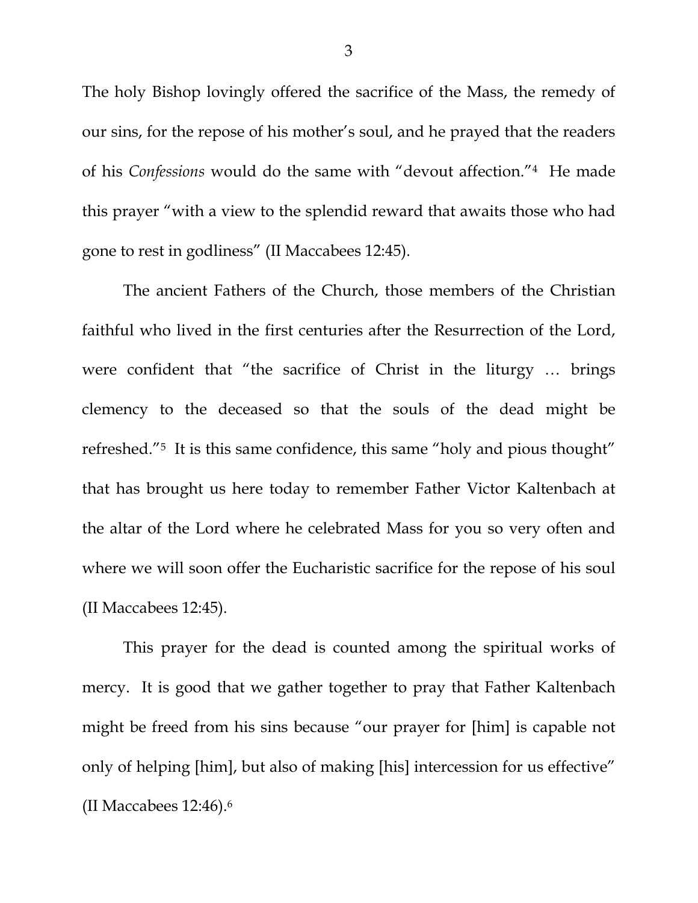The holy Bishop lovingly offered the sacrifice of the Mass, the remedy of our sins, for the repose of his mother's soul, and he prayed that the readers of his *Confessions* would do the same with "devout affection."[4] He made this prayer "with a view to the splendid reward that awaits those who had gone to rest in godliness" (II Maccabees 12:45).

The ancient Fathers of the Church, those members of the Christian faithful who lived in the first centuries after the Resurrection of the Lord, were confident that "the sacrifice of Christ in the liturgy … brings clemency to the deceased so that the souls of the dead might be refreshed."[5] It is this same confidence, this same "holy and pious thought" that has brought us here today to remember Father Victor Kaltenbach at the altar of the Lord where he celebrated Mass for you so very often and where we will soon offer the Eucharistic sacrifice for the repose of his soul (II Maccabees 12:45).

This prayer for the dead is counted among the spiritual works of mercy. It is good that we gather together to pray that Father Kaltenbach might be freed from his sins because "our prayer for [him] is capable not only of helping [him], but also of making [his] intercession for us effective" (II Maccabees 12:46).[6]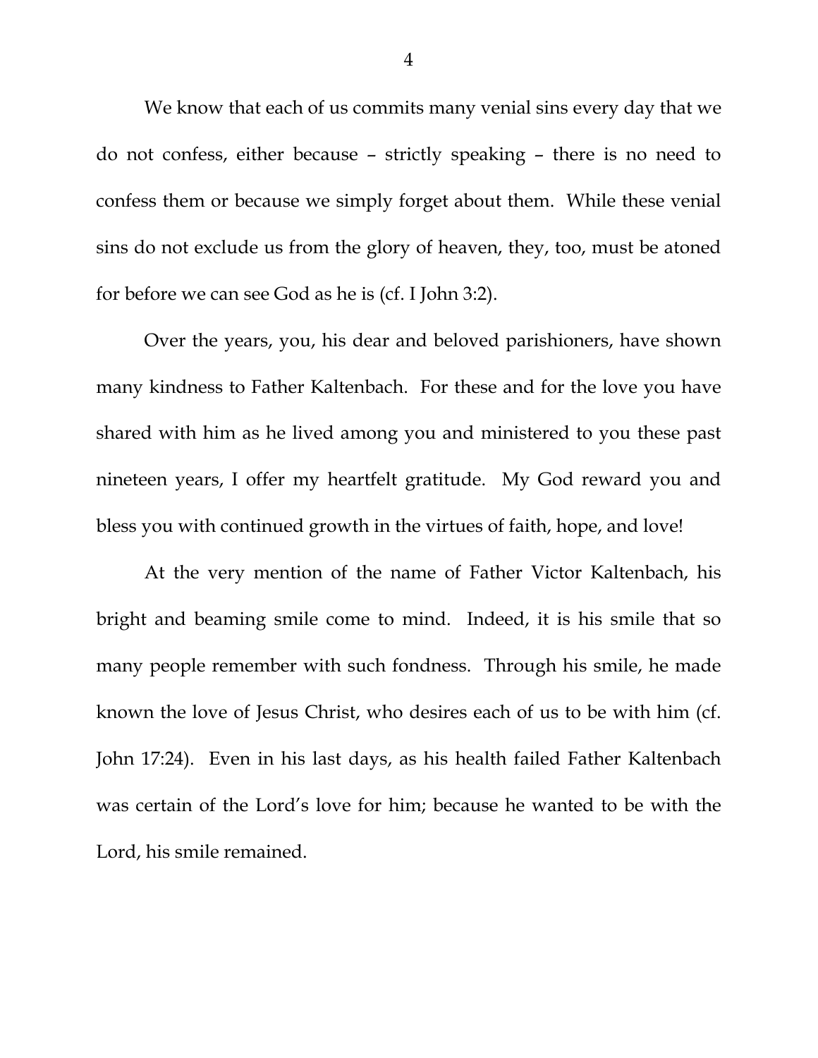We know that each of us commits many venial sins every day that we do not confess, either because – strictly speaking – there is no need to confess them or because we simply forget about them. While these venial sins do not exclude us from the glory of heaven, they, too, must be atoned for before we can see God as he is (cf. I John 3:2).

Over the years, you, his dear and beloved parishioners, have shown many kindness to Father Kaltenbach. For these and for the love you have shared with him as he lived among you and ministered to you these past nineteen years, I offer my heartfelt gratitude. My God reward you and bless you with continued growth in the virtues of faith, hope, and love!

At the very mention of the name of Father Victor Kaltenbach, his bright and beaming smile come to mind. Indeed, it is his smile that so many people remember with such fondness. Through his smile, he made known the love of Jesus Christ, who desires each of us to be with him (cf. John 17:24). Even in his last days, as his health failed Father Kaltenbach was certain of the Lord's love for him; because he wanted to be with the Lord, his smile remained.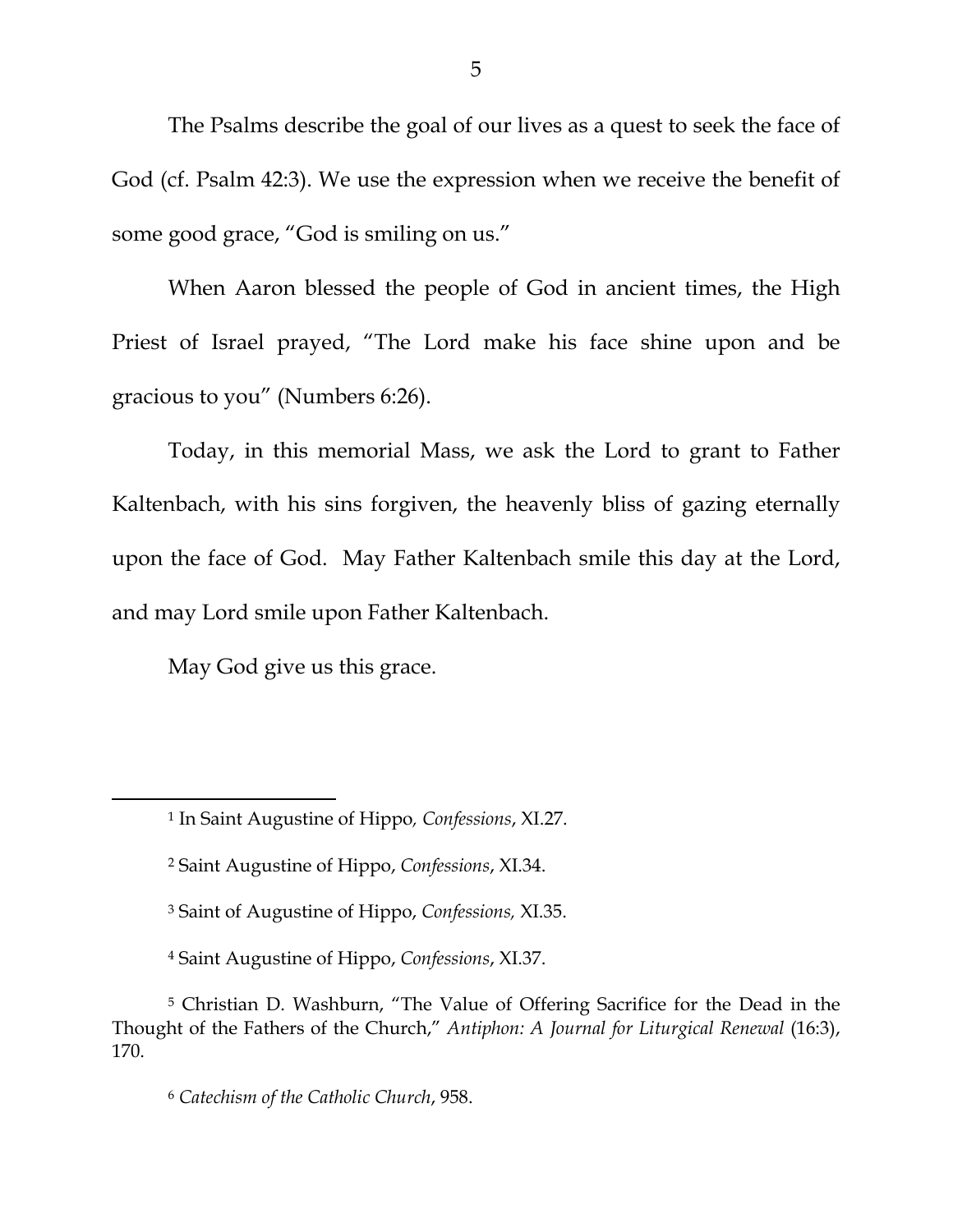The Psalms describe the goal of our lives as a quest to seek the face of God (cf. Psalm 42:3). We use the expression when we receive the benefit of some good grace, "God is smiling on us."

When Aaron blessed the people of God in ancient times, the High Priest of Israel prayed, "The Lord make his face shine upon and be gracious to you" (Numbers 6:26).

Today, in this memorial Mass, we ask the Lord to grant to Father Kaltenbach, with his sins forgiven, the heavenly bliss of gazing eternally upon the face of God. May Father Kaltenbach smile this day at the Lord, and may Lord smile upon Father Kaltenbach.

May God give us this grace.

---

[1] In Saint Augustine of Hippo*, Confessions*, XI.27.

[2] Saint Augustine of Hippo, *Confessions*, XI.34.

[3] Saint of Augustine of Hippo, *Confessions,* XI.35.

[4] Saint Augustine of Hippo, *Confessions*, XI.37.

[5] Christian D. Washburn, "The Value of Offering Sacrifice for the Dead in the Thought of the Fathers of the Church," *Antiphon: A Journal for Liturgical Renewal* (16:3), 170.

[6] *Catechism of the Catholic Church*, 958.